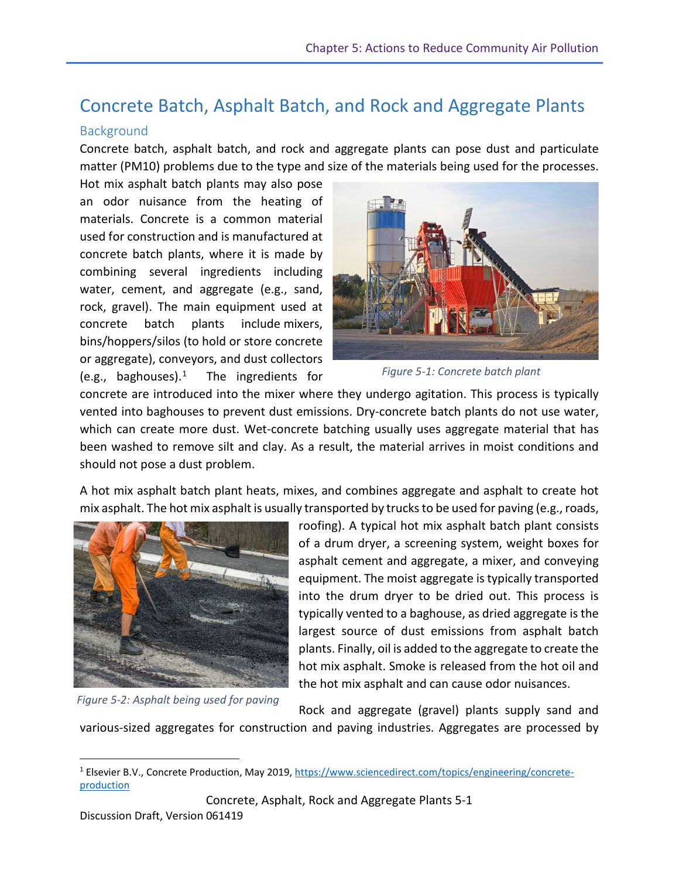# Concrete Batch, Asphalt Batch, and Rock and Aggregate Plants

## Background

Concrete batch, asphalt batch, and rock and aggregate plants can pose dust and particulate matter (PM10) problems due to the type and size of the materials being used for the processes. Hot mix asphalt batch plants may also pose an odor nuisance from the heating of materials. Concrete is a common material used for construction and is manufactured at concrete batch plants, where it is made by combining several ingredients including water, cement, and aggregate (e.g., sand, rock, gravel). The main equipment used at concrete batch plants include mixers, bins/hoppers/silos (to hold or store concrete or aggregate), conveyors, and dust collectors (e.g., baghouses).[1] The ingredients for concrete are introduced into the mixer where they undergo agitation. This process is typically vented into baghouses to prevent dust emissions. Dry-concrete batch plants do not use water, which can create more dust. Wet-concrete batching usually uses aggregate material that has been washed to remove silt and clay. As a result, the material arrives in moist conditions and should not pose a dust problem.

*Figure 5-1: Concrete batch plant*

A hot mix asphalt batch plant heats, mixes, and combines aggregate and asphalt to create hot mix asphalt. The hot mix asphalt is usually transported by trucks to be used for paving (e.g., roads, roofing). A typical hot mix asphalt batch plant consists of a drum dryer, a screening system, weight boxes for asphalt cement and aggregate, a mixer, and conveying equipment. The moist aggregate is typically transported into the drum dryer to be dried out. This process is typically vented to a baghouse, as dried aggregate is the largest source of dust emissions from asphalt batch plants. Finally, oil is added to the aggregate to create the hot mix asphalt. Smoke is released from the hot oil and the hot mix asphalt and can cause odor nuisances.

*Figure 5-2: Asphalt being used for paving*

Rock and aggregate (gravel) plants supply sand and various-sized aggregates for construction and paving industries. Aggregates are processed by

[1] Elsevier B.V., Concrete Production, May 2019, https://www.sciencedirect.com/topics/engineering/concrete-production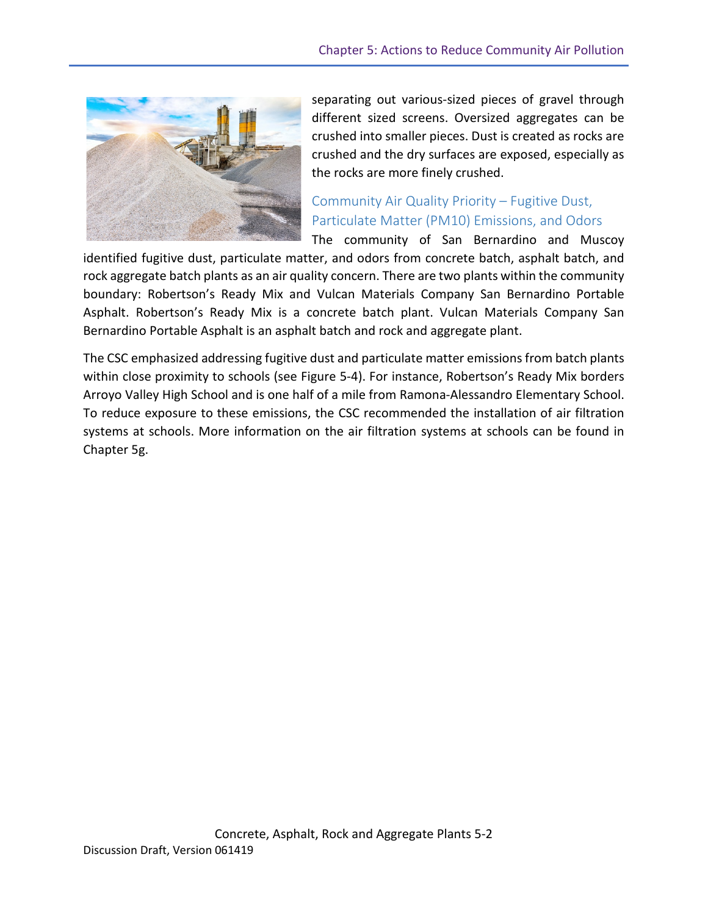separating out various-sized pieces of gravel through different sized screens. Oversized aggregates can be crushed into smaller pieces. Dust is created as rocks are crushed and the dry surfaces are exposed, especially as the rocks are more finely crushed.

### Community Air Quality Priority – Fugitive Dust, Particulate Matter (PM10) Emissions, and Odors

The community of San Bernardino and Muscoy identified fugitive dust, particulate matter, and odors from concrete batch, asphalt batch, and rock aggregate batch plants as an air quality concern. There are two plants within the community boundary: Robertson's Ready Mix and Vulcan Materials Company San Bernardino Portable Asphalt. Robertson's Ready Mix is a concrete batch plant. Vulcan Materials Company San Bernardino Portable Asphalt is an asphalt batch and rock and aggregate plant.

The CSC emphasized addressing fugitive dust and particulate matter emissions from batch plants within close proximity to schools (see Figure 5-4). For instance, Robertson's Ready Mix borders Arroyo Valley High School and is one half of a mile from Ramona-Alessandro Elementary School. To reduce exposure to these emissions, the CSC recommended the installation of air filtration systems at schools. More information on the air filtration systems at schools can be found in Chapter 5g.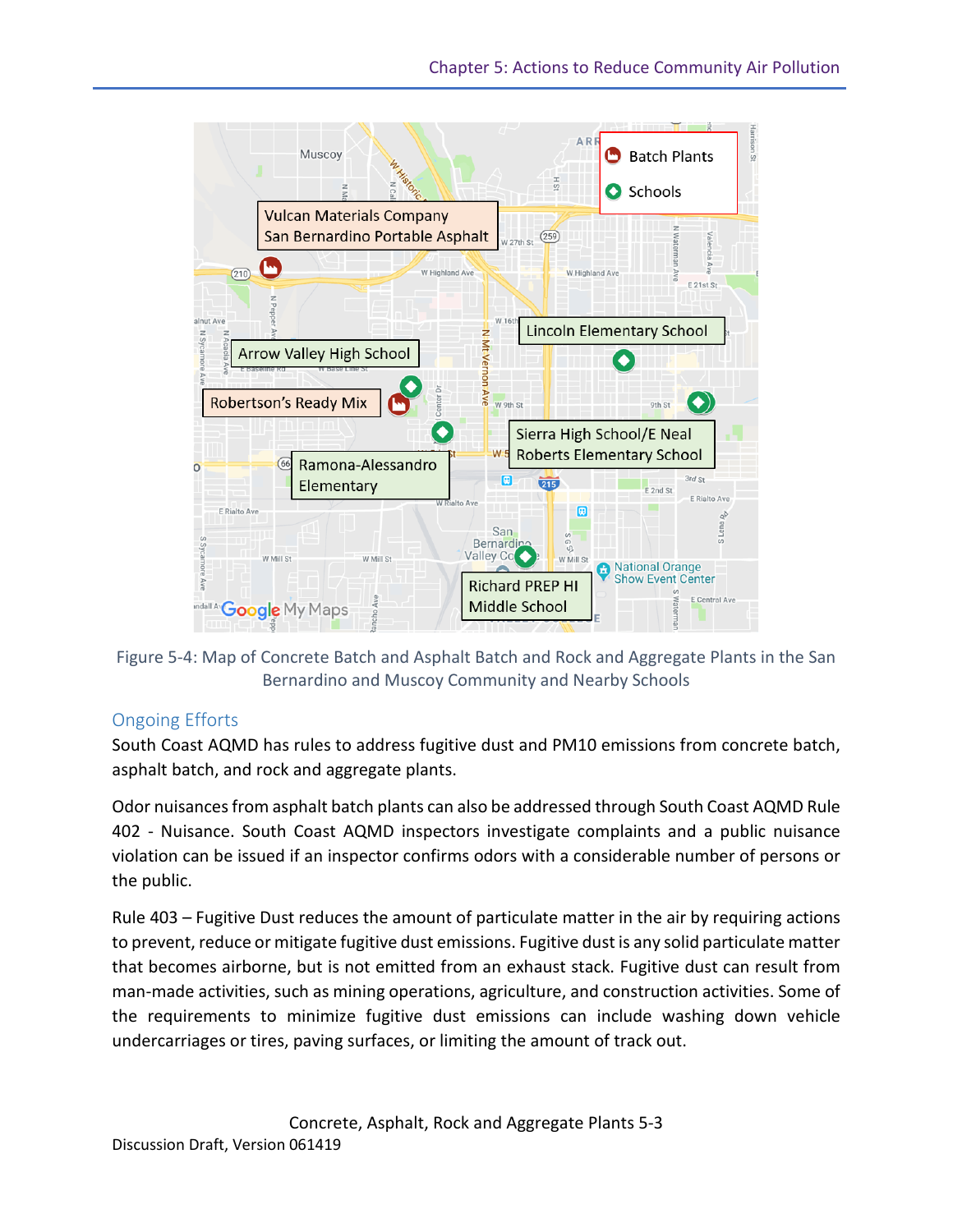Figure 5-4: Map of Concrete Batch and Asphalt Batch and Rock and Aggregate Plants in the San Bernardino and Muscoy Community and Nearby Schools

### Ongoing Efforts

South Coast AQMD has rules to address fugitive dust and PM10 emissions from concrete batch, asphalt batch, and rock and aggregate plants.

Odor nuisances from asphalt batch plants can also be addressed through South Coast AQMD Rule 402 - Nuisance. South Coast AQMD inspectors investigate complaints and a public nuisance violation can be issued if an inspector confirms odors with a considerable number of persons or the public.

Rule 403 – Fugitive Dust reduces the amount of particulate matter in the air by requiring actions to prevent, reduce or mitigate fugitive dust emissions. Fugitive dust is any solid particulate matter that becomes airborne, but is not emitted from an exhaust stack. Fugitive dust can result from man-made activities, such as mining operations, agriculture, and construction activities. Some of the requirements to minimize fugitive dust emissions can include washing down vehicle undercarriages or tires, paving surfaces, or limiting the amount of track out.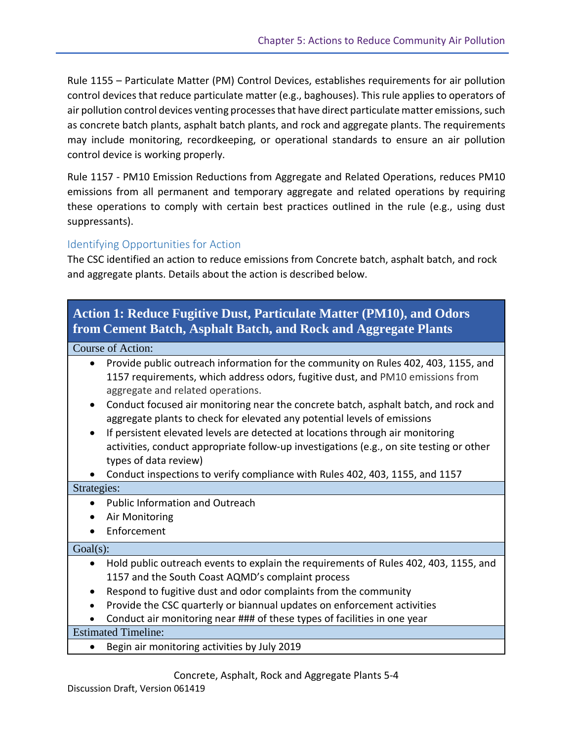Rule 1155 – Particulate Matter (PM) Control Devices, establishes requirements for air pollution control devices that reduce particulate matter (e.g., baghouses). This rule applies to operators of air pollution control devices venting processes that have direct particulate matter emissions, such as concrete batch plants, asphalt batch plants, and rock and aggregate plants. The requirements may include monitoring, recordkeeping, or operational standards to ensure an air pollution control device is working properly.

Rule 1157 - PM10 Emission Reductions from Aggregate and Related Operations, reduces PM10 emissions from all permanent and temporary aggregate and related operations by requiring these operations to comply with certain best practices outlined in the rule (e.g., using dust suppressants).

### Identifying Opportunities for Action

The CSC identified an action to reduce emissions from Concrete batch, asphalt batch, and rock and aggregate plants. Details about the action is described below.

| **Action 1: Reduce Fugitive Dust, Particulate Matter (PM10), and Odors from Cement Batch, Asphalt Batch, and Rock and Aggregate Plants** |
|---|
| Course of Action: |
| • Provide public outreach information for the community on Rules 402, 403, 1155, and 1157 requirements, which address odors, fugitive dust, and PM10 emissions from aggregate and related operations.<br>• Conduct focused air monitoring near the concrete batch, asphalt batch, and rock and aggregate plants to check for elevated any potential levels of emissions<br>• If persistent elevated levels are detected at locations through air monitoring activities, conduct appropriate follow-up investigations (e.g., on site testing or other types of data review)<br>• Conduct inspections to verify compliance with Rules 402, 403, 1155, and 1157 |
| Strategies: |
| • Public Information and Outreach<br>• Air Monitoring<br>• Enforcement |
| Goal(s): |
| • Hold public outreach events to explain the requirements of Rules 402, 403, 1155, and 1157 and the South Coast AQMD's complaint process<br>• Respond to fugitive dust and odor complaints from the community<br>• Provide the CSC quarterly or biannual updates on enforcement activities<br>• Conduct air monitoring near ### of these types of facilities in one year |
| Estimated Timeline: |
| • Begin air monitoring activities by July 2019 |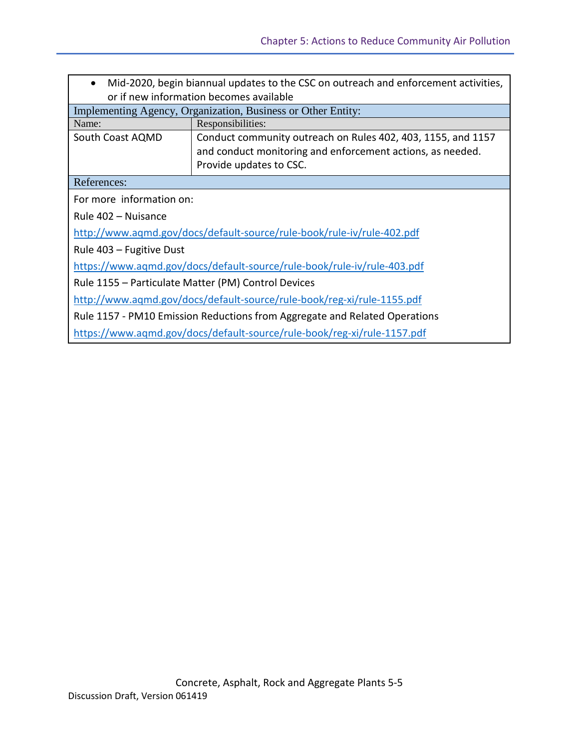- Mid-2020, begin biannual updates to the CSC on outreach and enforcement activities, or if new information becomes available

**Implementing Agency, Organization, Business or Other Entity:**

| Name: | Responsibilities: |
|---|---|
| South Coast AQMD | Conduct community outreach on Rules 402, 403, 1155, and 1157 and conduct monitoring and enforcement actions, as needed. Provide updates to CSC. |

**References:**

For more information on:

Rule 402 – Nuisance

http://www.aqmd.gov/docs/default-source/rule-book/rule-iv/rule-402.pdf

Rule 403 – Fugitive Dust

https://www.aqmd.gov/docs/default-source/rule-book/rule-iv/rule-403.pdf

Rule 1155 – Particulate Matter (PM) Control Devices

http://www.aqmd.gov/docs/default-source/rule-book/reg-xi/rule-1155.pdf

Rule 1157 - PM10 Emission Reductions from Aggregate and Related Operations

https://www.aqmd.gov/docs/default-source/rule-book/reg-xi/rule-1157.pdf